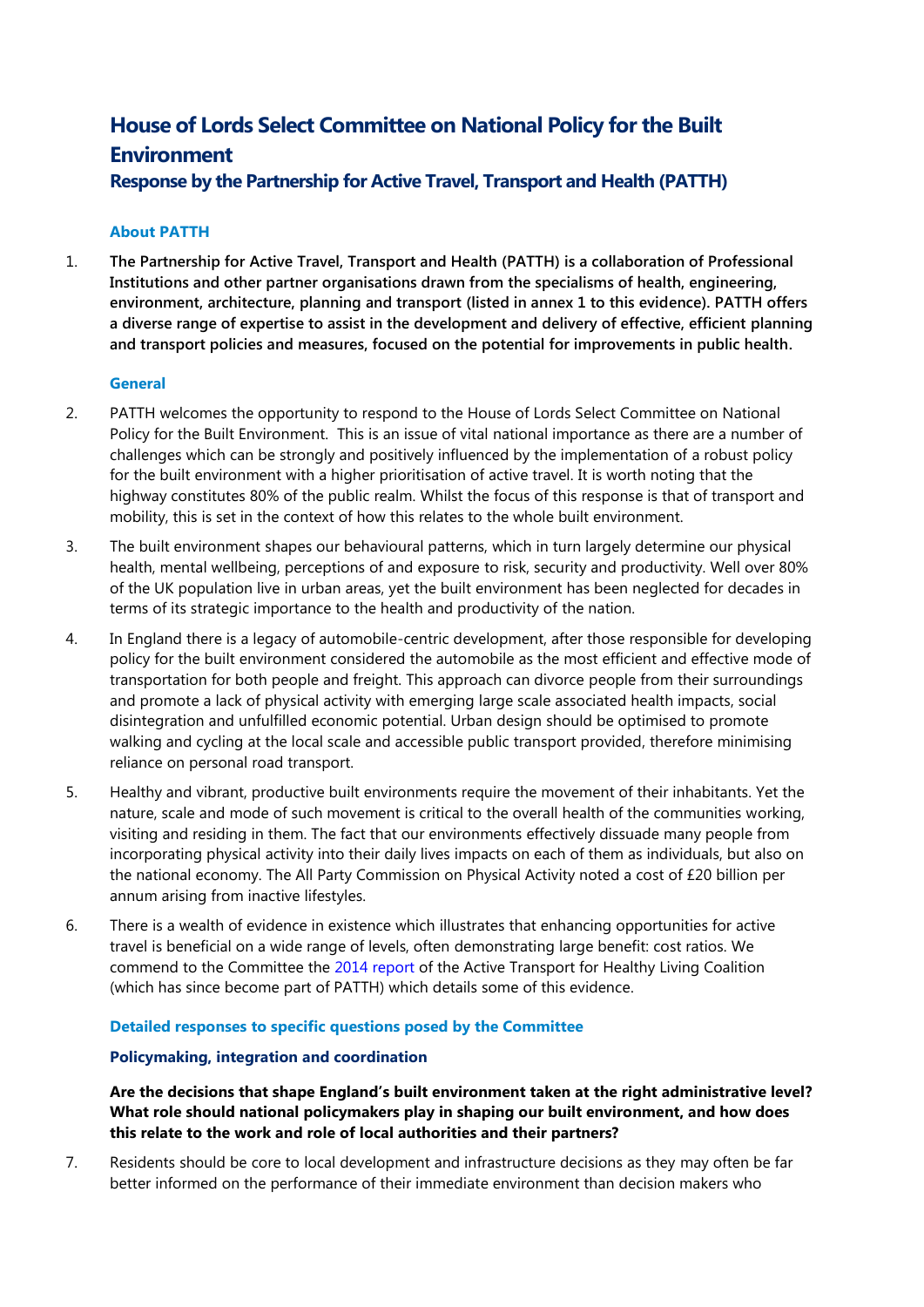# House of Lords Select Committee on National Policy for the Built Environment

## Response by the Partnership for Active Travel, Transport and Health (PATTH)

### About PATTH

1. **The Partnership for Active Travel, Transport and Health (PATTH) is a collaboration of Professional Institutions and other partner organisations drawn from the specialisms of health, engineering, environment, architecture, planning and transport (listed in annex 1 to this evidence). PATTH offers a diverse range of expertise to assist in the development and delivery of effective, efficient planning and transport policies and measures, focused on the potential for improvements in public health.**

### General

2. PATTH welcomes the opportunity to respond to the House of Lords Select Committee on National Policy for the Built Environment. This is an issue of vital national importance as there are a number of challenges which can be strongly and positively influenced by the implementation of a robust policy for the built environment with a higher prioritisation of active travel. It is worth noting that the highway constitutes 80% of the public realm. Whilst the focus of this response is that of transport and mobility, this is set in the context of how this relates to the whole built environment.

3. The built environment shapes our behavioural patterns, which in turn largely determine our physical health, mental wellbeing, perceptions of and exposure to risk, security and productivity. Well over 80% of the UK population live in urban areas, yet the built environment has been neglected for decades in terms of its strategic importance to the health and productivity of the nation.

4. In England there is a legacy of automobile-centric development, after those responsible for developing policy for the built environment considered the automobile as the most efficient and effective mode of transportation for both people and freight. This approach can divorce people from their surroundings and promote a lack of physical activity with emerging large scale associated health impacts, social disintegration and unfulfilled economic potential. Urban design should be optimised to promote walking and cycling at the local scale and accessible public transport provided, therefore minimising reliance on personal road transport.

5. Healthy and vibrant, productive built environments require the movement of their inhabitants. Yet the nature, scale and mode of such movement is critical to the overall health of the communities working, visiting and residing in them. The fact that our environments effectively dissuade many people from incorporating physical activity into their daily lives impacts on each of them as individuals, but also on the national economy. The All Party Commission on Physical Activity noted a cost of £20 billion per annum arising from inactive lifestyles.

6. There is a wealth of evidence in existence which illustrates that enhancing opportunities for active travel is beneficial on a wide range of levels, often demonstrating large benefit: cost ratios. We commend to the Committee the 2014 report of the Active Transport for Healthy Living Coalition (which has since become part of PATTH) which details some of this evidence.

### Detailed responses to specific questions posed by the Committee

#### Policymaking, integration and coordination

**Are the decisions that shape England's built environment taken at the right administrative level? What role should national policymakers play in shaping our built environment, and how does this relate to the work and role of local authorities and their partners?**

7. Residents should be core to local development and infrastructure decisions as they may often be far better informed on the performance of their immediate environment than decision makers who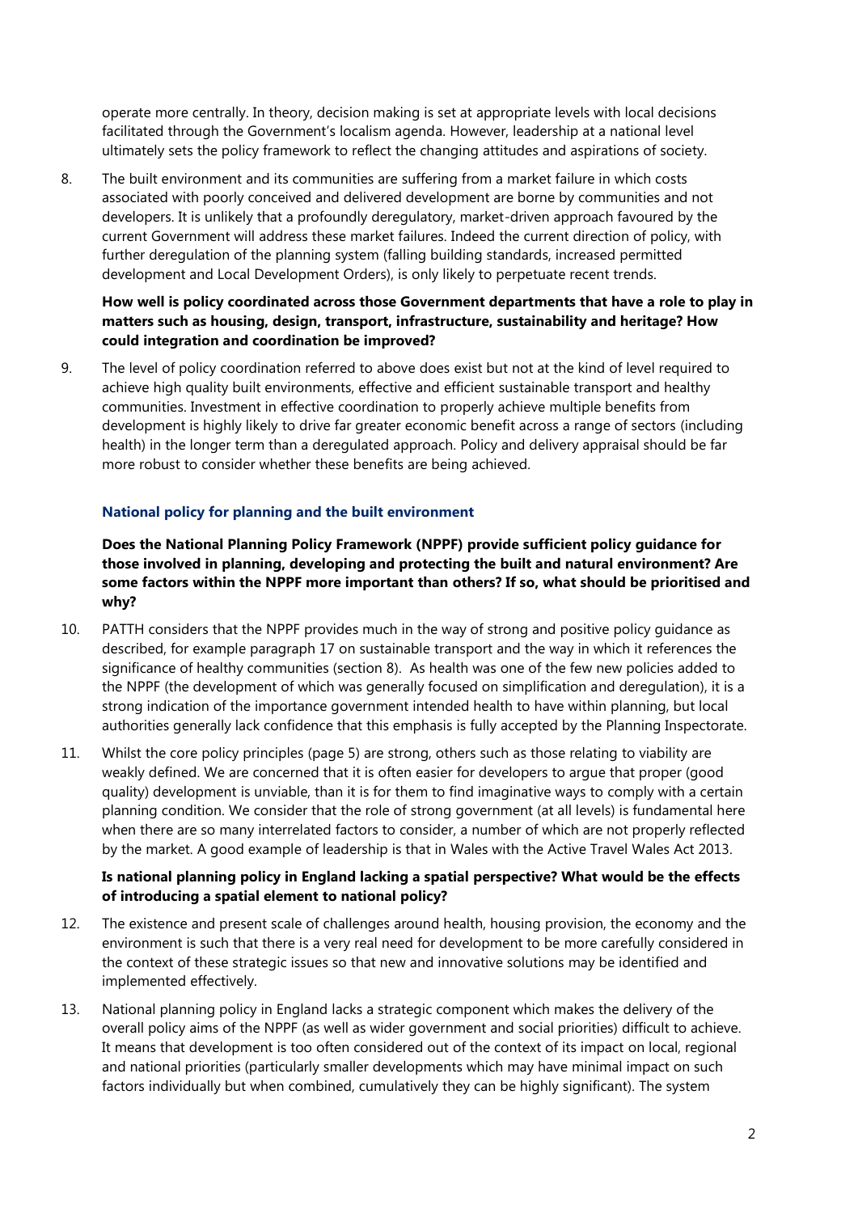operate more centrally. In theory, decision making is set at appropriate levels with local decisions facilitated through the Government's localism agenda. However, leadership at a national level ultimately sets the policy framework to reflect the changing attitudes and aspirations of society.

8. The built environment and its communities are suffering from a market failure in which costs associated with poorly conceived and delivered development are borne by communities and not developers. It is unlikely that a profoundly deregulatory, market-driven approach favoured by the current Government will address these market failures. Indeed the current direction of policy, with further deregulation of the planning system (falling building standards, increased permitted development and Local Development Orders), is only likely to perpetuate recent trends.

**How well is policy coordinated across those Government departments that have a role to play in matters such as housing, design, transport, infrastructure, sustainability and heritage? How could integration and coordination be improved?**

9. The level of policy coordination referred to above does exist but not at the kind of level required to achieve high quality built environments, effective and efficient sustainable transport and healthy communities. Investment in effective coordination to properly achieve multiple benefits from development is highly likely to drive far greater economic benefit across a range of sectors (including health) in the longer term than a deregulated approach. Policy and delivery appraisal should be far more robust to consider whether these benefits are being achieved.

### National policy for planning and the built environment

**Does the National Planning Policy Framework (NPPF) provide sufficient policy guidance for those involved in planning, developing and protecting the built and natural environment? Are some factors within the NPPF more important than others? If so, what should be prioritised and why?**

10. PATTH considers that the NPPF provides much in the way of strong and positive policy guidance as described, for example paragraph 17 on sustainable transport and the way in which it references the significance of healthy communities (section 8). As health was one of the few new policies added to the NPPF (the development of which was generally focused on simplification and deregulation), it is a strong indication of the importance government intended health to have within planning, but local authorities generally lack confidence that this emphasis is fully accepted by the Planning Inspectorate.

11. Whilst the core policy principles (page 5) are strong, others such as those relating to viability are weakly defined. We are concerned that it is often easier for developers to argue that proper (good quality) development is unviable, than it is for them to find imaginative ways to comply with a certain planning condition. We consider that the role of strong government (at all levels) is fundamental here when there are so many interrelated factors to consider, a number of which are not properly reflected by the market. A good example of leadership is that in Wales with the Active Travel Wales Act 2013.

**Is national planning policy in England lacking a spatial perspective? What would be the effects of introducing a spatial element to national policy?**

12. The existence and present scale of challenges around health, housing provision, the economy and the environment is such that there is a very real need for development to be more carefully considered in the context of these strategic issues so that new and innovative solutions may be identified and implemented effectively.

13. National planning policy in England lacks a strategic component which makes the delivery of the overall policy aims of the NPPF (as well as wider government and social priorities) difficult to achieve. It means that development is too often considered out of the context of its impact on local, regional and national priorities (particularly smaller developments which may have minimal impact on such factors individually but when combined, cumulatively they can be highly significant). The system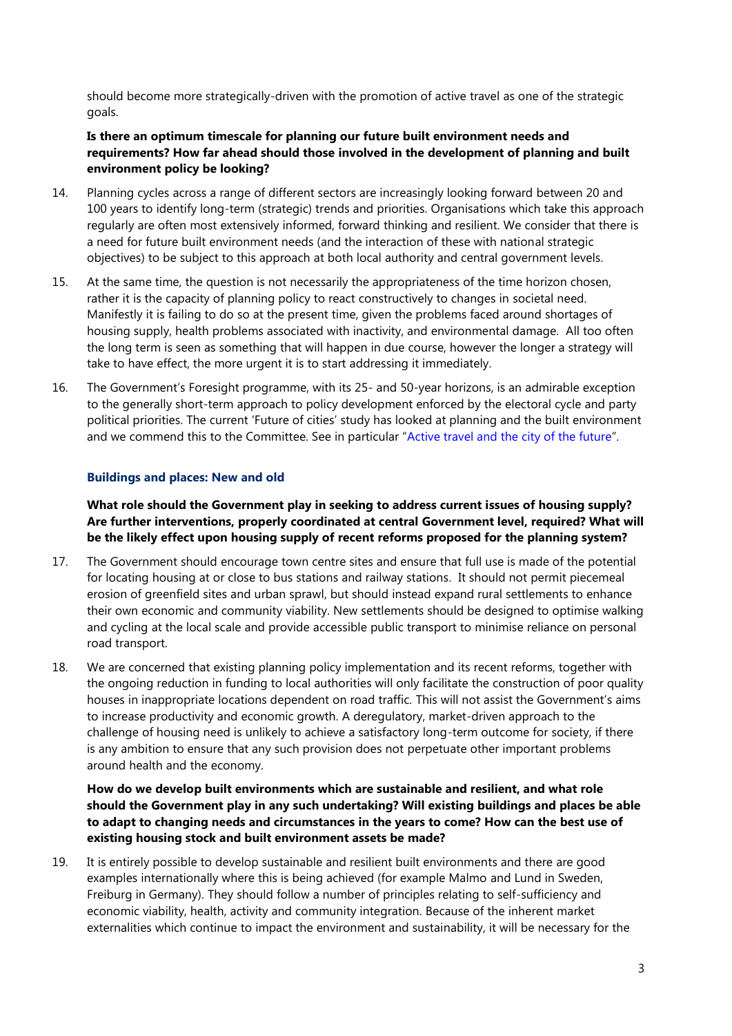should become more strategically-driven with the promotion of active travel as one of the strategic goals.

**Is there an optimum timescale for planning our future built environment needs and requirements? How far ahead should those involved in the development of planning and built environment policy be looking?**

14. Planning cycles across a range of different sectors are increasingly looking forward between 20 and 100 years to identify long-term (strategic) trends and priorities. Organisations which take this approach regularly are often most extensively informed, forward thinking and resilient. We consider that there is a need for future built environment needs (and the interaction of these with national strategic objectives) to be subject to this approach at both local authority and central government levels.

15. At the same time, the question is not necessarily the appropriateness of the time horizon chosen, rather it is the capacity of planning policy to react constructively to changes in societal need. Manifestly it is failing to do so at the present time, given the problems faced around shortages of housing supply, health problems associated with inactivity, and environmental damage. All too often the long term is seen as something that will happen in due course, however the longer a strategy will take to have effect, the more urgent it is to start addressing it immediately.

16. The Government's Foresight programme, with its 25- and 50-year horizons, is an admirable exception to the generally short-term approach to policy development enforced by the electoral cycle and party political priorities. The current 'Future of cities' study has looked at planning and the built environment and we commend this to the Committee. See in particular "Active travel and the city of the future".

### Buildings and places: New and old

**What role should the Government play in seeking to address current issues of housing supply? Are further interventions, properly coordinated at central Government level, required? What will be the likely effect upon housing supply of recent reforms proposed for the planning system?**

17. The Government should encourage town centre sites and ensure that full use is made of the potential for locating housing at or close to bus stations and railway stations. It should not permit piecemeal erosion of greenfield sites and urban sprawl, but should instead expand rural settlements to enhance their own economic and community viability. New settlements should be designed to optimise walking and cycling at the local scale and provide accessible public transport to minimise reliance on personal road transport.

18. We are concerned that existing planning policy implementation and its recent reforms, together with the ongoing reduction in funding to local authorities will only facilitate the construction of poor quality houses in inappropriate locations dependent on road traffic. This will not assist the Government's aims to increase productivity and economic growth. A deregulatory, market-driven approach to the challenge of housing need is unlikely to achieve a satisfactory long-term outcome for society, if there is any ambition to ensure that any such provision does not perpetuate other important problems around health and the economy.

**How do we develop built environments which are sustainable and resilient, and what role should the Government play in any such undertaking? Will existing buildings and places be able to adapt to changing needs and circumstances in the years to come? How can the best use of existing housing stock and built environment assets be made?**

19. It is entirely possible to develop sustainable and resilient built environments and there are good examples internationally where this is being achieved (for example Malmo and Lund in Sweden, Freiburg in Germany). They should follow a number of principles relating to self-sufficiency and economic viability, health, activity and community integration. Because of the inherent market externalities which continue to impact the environment and sustainability, it will be necessary for the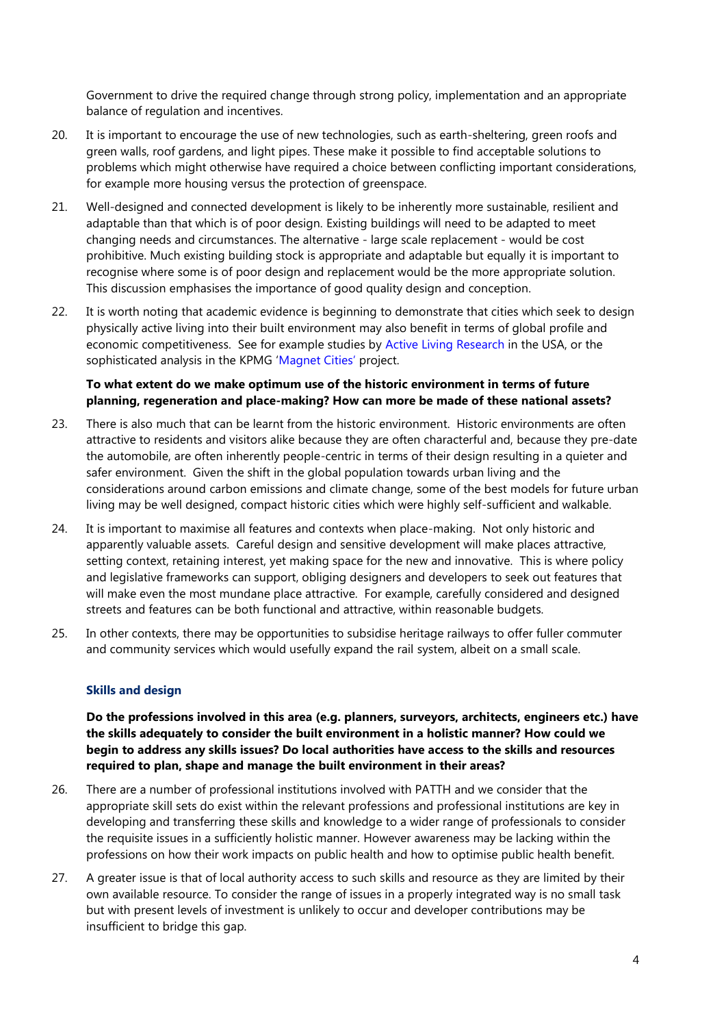Government to drive the required change through strong policy, implementation and an appropriate balance of regulation and incentives.

20. It is important to encourage the use of new technologies, such as earth-sheltering, green roofs and green walls, roof gardens, and light pipes. These make it possible to find acceptable solutions to problems which might otherwise have required a choice between conflicting important considerations, for example more housing versus the protection of greenspace.

21. Well-designed and connected development is likely to be inherently more sustainable, resilient and adaptable than that which is of poor design. Existing buildings will need to be adapted to meet changing needs and circumstances. The alternative - large scale replacement - would be cost prohibitive. Much existing building stock is appropriate and adaptable but equally it is important to recognise where some is of poor design and replacement would be the more appropriate solution. This discussion emphasises the importance of good quality design and conception.

22. It is worth noting that academic evidence is beginning to demonstrate that cities which seek to design physically active living into their built environment may also benefit in terms of global profile and economic competitiveness. See for example studies by Active Living Research in the USA, or the sophisticated analysis in the KPMG 'Magnet Cities' project.

**To what extent do we make optimum use of the historic environment in terms of future planning, regeneration and place-making? How can more be made of these national assets?**

23. There is also much that can be learnt from the historic environment. Historic environments are often attractive to residents and visitors alike because they are often characterful and, because they pre-date the automobile, are often inherently people-centric in terms of their design resulting in a quieter and safer environment. Given the shift in the global population towards urban living and the considerations around carbon emissions and climate change, some of the best models for future urban living may be well designed, compact historic cities which were highly self-sufficient and walkable.

24. It is important to maximise all features and contexts when place-making. Not only historic and apparently valuable assets. Careful design and sensitive development will make places attractive, setting context, retaining interest, yet making space for the new and innovative. This is where policy and legislative frameworks can support, obliging designers and developers to seek out features that will make even the most mundane place attractive. For example, carefully considered and designed streets and features can be both functional and attractive, within reasonable budgets.

25. In other contexts, there may be opportunities to subsidise heritage railways to offer fuller commuter and community services which would usefully expand the rail system, albeit on a small scale.

### Skills and design

**Do the professions involved in this area (e.g. planners, surveyors, architects, engineers etc.) have the skills adequately to consider the built environment in a holistic manner? How could we begin to address any skills issues? Do local authorities have access to the skills and resources required to plan, shape and manage the built environment in their areas?**

26. There are a number of professional institutions involved with PATTH and we consider that the appropriate skill sets do exist within the relevant professions and professional institutions are key in developing and transferring these skills and knowledge to a wider range of professionals to consider the requisite issues in a sufficiently holistic manner. However awareness may be lacking within the professions on how their work impacts on public health and how to optimise public health benefit.

27. A greater issue is that of local authority access to such skills and resource as they are limited by their own available resource. To consider the range of issues in a properly integrated way is no small task but with present levels of investment is unlikely to occur and developer contributions may be insufficient to bridge this gap.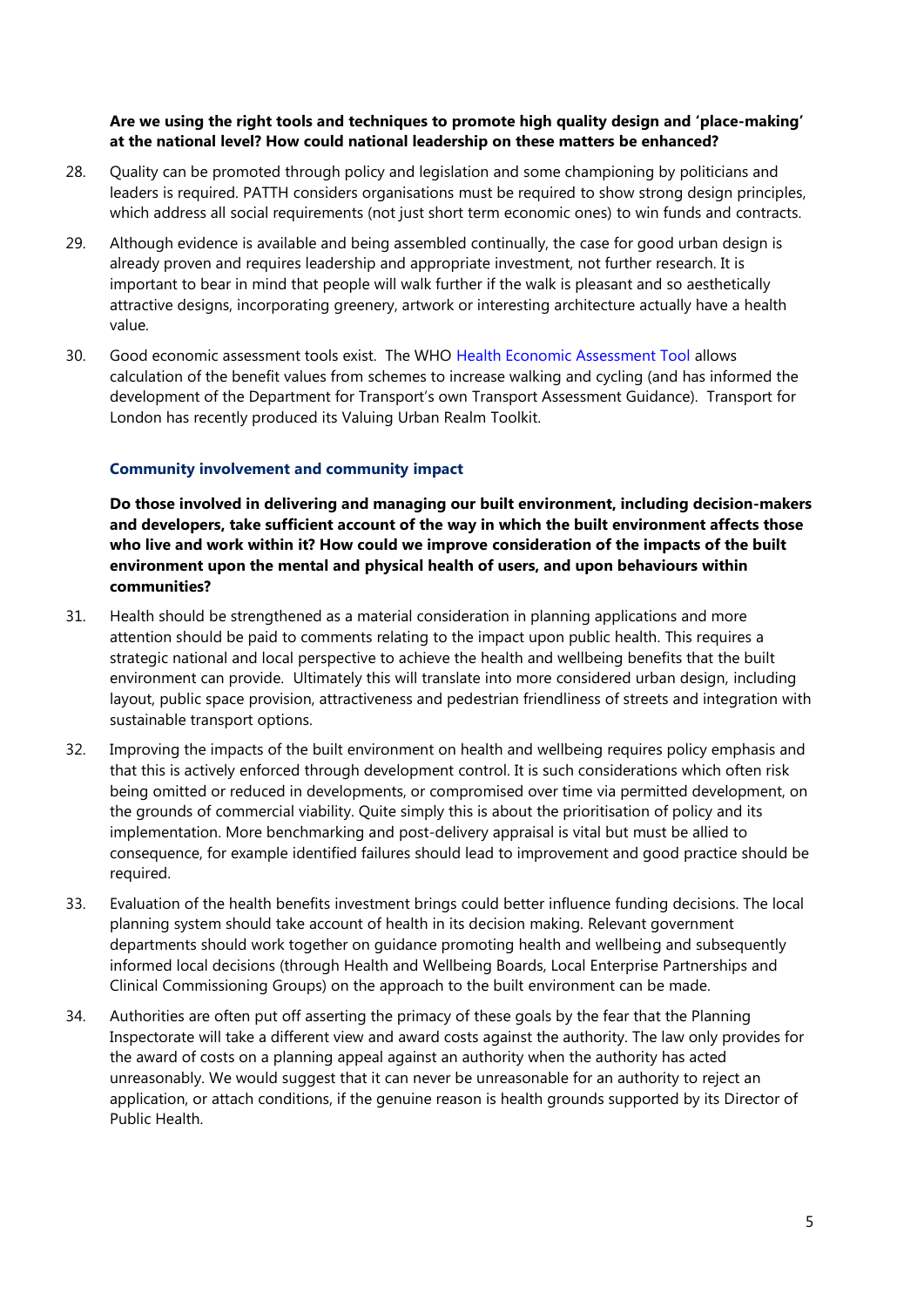**Are we using the right tools and techniques to promote high quality design and 'place-making' at the national level? How could national leadership on these matters be enhanced?**

28. Quality can be promoted through policy and legislation and some championing by politicians and leaders is required. PATTH considers organisations must be required to show strong design principles, which address all social requirements (not just short term economic ones) to win funds and contracts.

29. Although evidence is available and being assembled continually, the case for good urban design is already proven and requires leadership and appropriate investment, not further research. It is important to bear in mind that people will walk further if the walk is pleasant and so aesthetically attractive designs, incorporating greenery, artwork or interesting architecture actually have a health value.

30. Good economic assessment tools exist. The WHO Health Economic Assessment Tool allows calculation of the benefit values from schemes to increase walking and cycling (and has informed the development of the Department for Transport's own Transport Assessment Guidance). Transport for London has recently produced its Valuing Urban Realm Toolkit.

### Community involvement and community impact

**Do those involved in delivering and managing our built environment, including decision-makers and developers, take sufficient account of the way in which the built environment affects those who live and work within it? How could we improve consideration of the impacts of the built environment upon the mental and physical health of users, and upon behaviours within communities?**

31. Health should be strengthened as a material consideration in planning applications and more attention should be paid to comments relating to the impact upon public health. This requires a strategic national and local perspective to achieve the health and wellbeing benefits that the built environment can provide. Ultimately this will translate into more considered urban design, including layout, public space provision, attractiveness and pedestrian friendliness of streets and integration with sustainable transport options.

32. Improving the impacts of the built environment on health and wellbeing requires policy emphasis and that this is actively enforced through development control. It is such considerations which often risk being omitted or reduced in developments, or compromised over time via permitted development, on the grounds of commercial viability. Quite simply this is about the prioritisation of policy and its implementation. More benchmarking and post-delivery appraisal is vital but must be allied to consequence, for example identified failures should lead to improvement and good practice should be required.

33. Evaluation of the health benefits investment brings could better influence funding decisions. The local planning system should take account of health in its decision making. Relevant government departments should work together on guidance promoting health and wellbeing and subsequently informed local decisions (through Health and Wellbeing Boards, Local Enterprise Partnerships and Clinical Commissioning Groups) on the approach to the built environment can be made.

34. Authorities are often put off asserting the primacy of these goals by the fear that the Planning Inspectorate will take a different view and award costs against the authority. The law only provides for the award of costs on a planning appeal against an authority when the authority has acted unreasonably. We would suggest that it can never be unreasonable for an authority to reject an application, or attach conditions, if the genuine reason is health grounds supported by its Director of Public Health.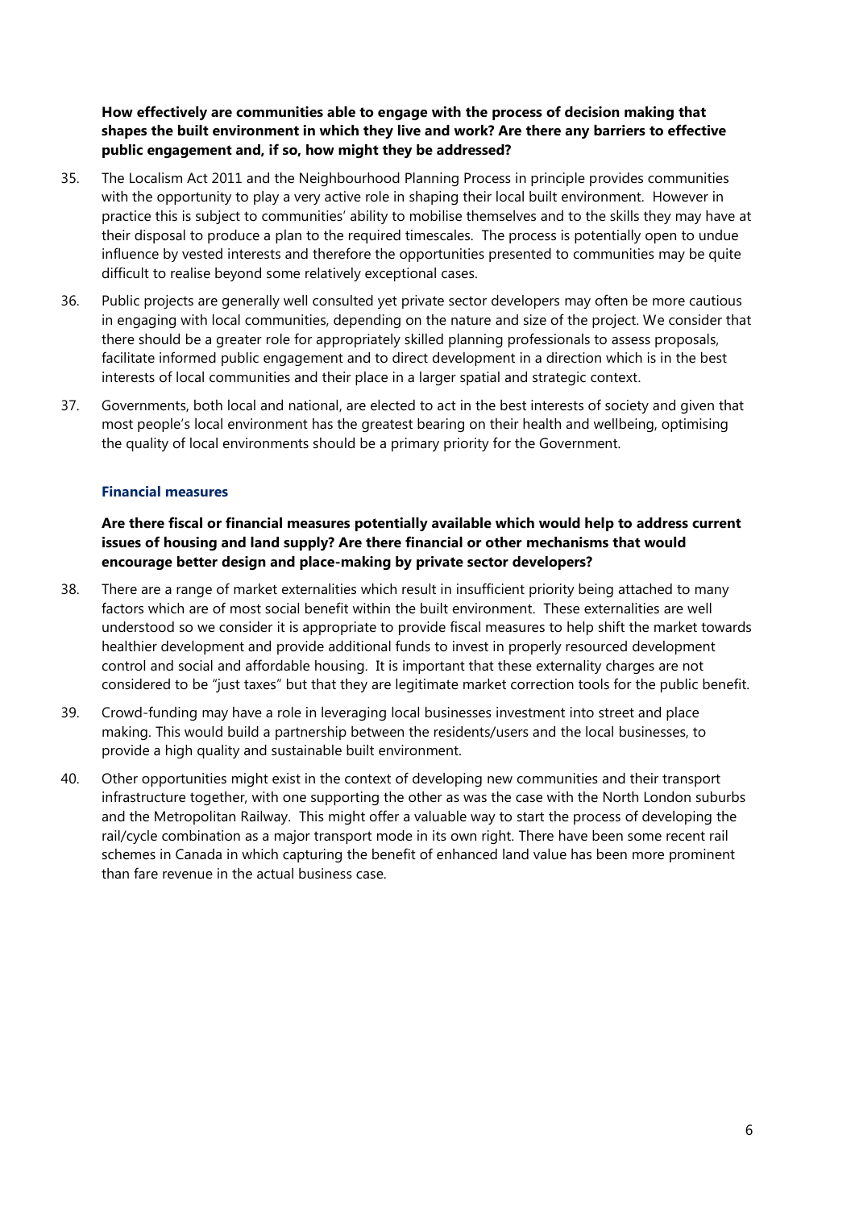**How effectively are communities able to engage with the process of decision making that shapes the built environment in which they live and work? Are there any barriers to effective public engagement and, if so, how might they be addressed?**

35. The Localism Act 2011 and the Neighbourhood Planning Process in principle provides communities with the opportunity to play a very active role in shaping their local built environment. However in practice this is subject to communities' ability to mobilise themselves and to the skills they may have at their disposal to produce a plan to the required timescales. The process is potentially open to undue influence by vested interests and therefore the opportunities presented to communities may be quite difficult to realise beyond some relatively exceptional cases.

36. Public projects are generally well consulted yet private sector developers may often be more cautious in engaging with local communities, depending on the nature and size of the project. We consider that there should be a greater role for appropriately skilled planning professionals to assess proposals, facilitate informed public engagement and to direct development in a direction which is in the best interests of local communities and their place in a larger spatial and strategic context.

37. Governments, both local and national, are elected to act in the best interests of society and given that most people's local environment has the greatest bearing on their health and wellbeing, optimising the quality of local environments should be a primary priority for the Government.

### Financial measures

**Are there fiscal or financial measures potentially available which would help to address current issues of housing and land supply? Are there financial or other mechanisms that would encourage better design and place-making by private sector developers?**

38. There are a range of market externalities which result in insufficient priority being attached to many factors which are of most social benefit within the built environment. These externalities are well understood so we consider it is appropriate to provide fiscal measures to help shift the market towards healthier development and provide additional funds to invest in properly resourced development control and social and affordable housing. It is important that these externality charges are not considered to be "just taxes" but that they are legitimate market correction tools for the public benefit.

39. Crowd-funding may have a role in leveraging local businesses investment into street and place making. This would build a partnership between the residents/users and the local businesses, to provide a high quality and sustainable built environment.

40. Other opportunities might exist in the context of developing new communities and their transport infrastructure together, with one supporting the other as was the case with the North London suburbs and the Metropolitan Railway. This might offer a valuable way to start the process of developing the rail/cycle combination as a major transport mode in its own right. There have been some recent rail schemes in Canada in which capturing the benefit of enhanced land value has been more prominent than fare revenue in the actual business case.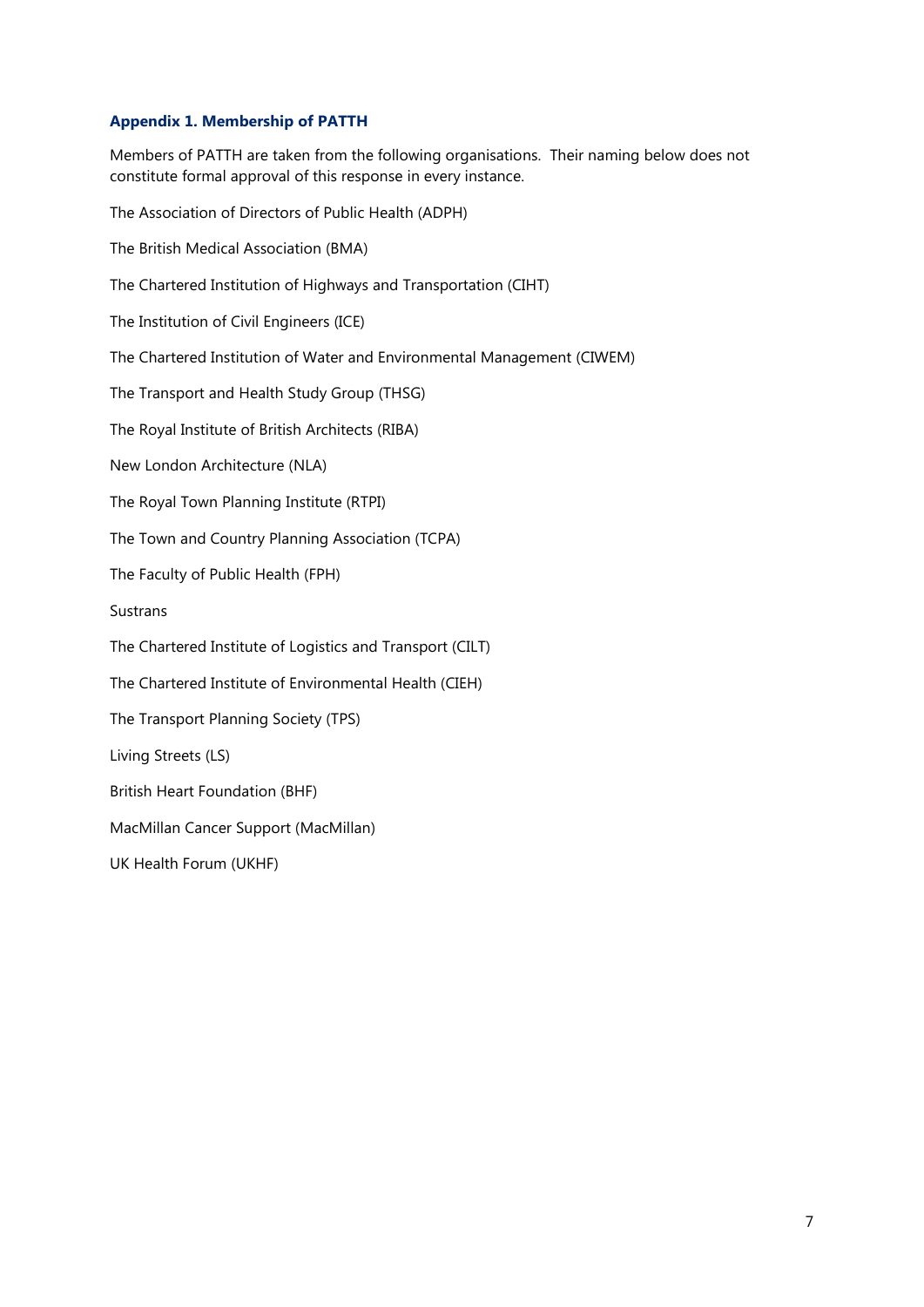### Appendix 1. Membership of PATTH

Members of PATTH are taken from the following organisations. Their naming below does not constitute formal approval of this response in every instance.

The Association of Directors of Public Health (ADPH)

The British Medical Association (BMA)

The Chartered Institution of Highways and Transportation (CIHT)

The Institution of Civil Engineers (ICE)

The Chartered Institution of Water and Environmental Management (CIWEM)

The Transport and Health Study Group (THSG)

The Royal Institute of British Architects (RIBA)

New London Architecture (NLA)

The Royal Town Planning Institute (RTPI)

The Town and Country Planning Association (TCPA)

The Faculty of Public Health (FPH)

Sustrans

The Chartered Institute of Logistics and Transport (CILT)

The Chartered Institute of Environmental Health (CIEH)

The Transport Planning Society (TPS)

Living Streets (LS)

British Heart Foundation (BHF)

MacMillan Cancer Support (MacMillan)

UK Health Forum (UKHF)